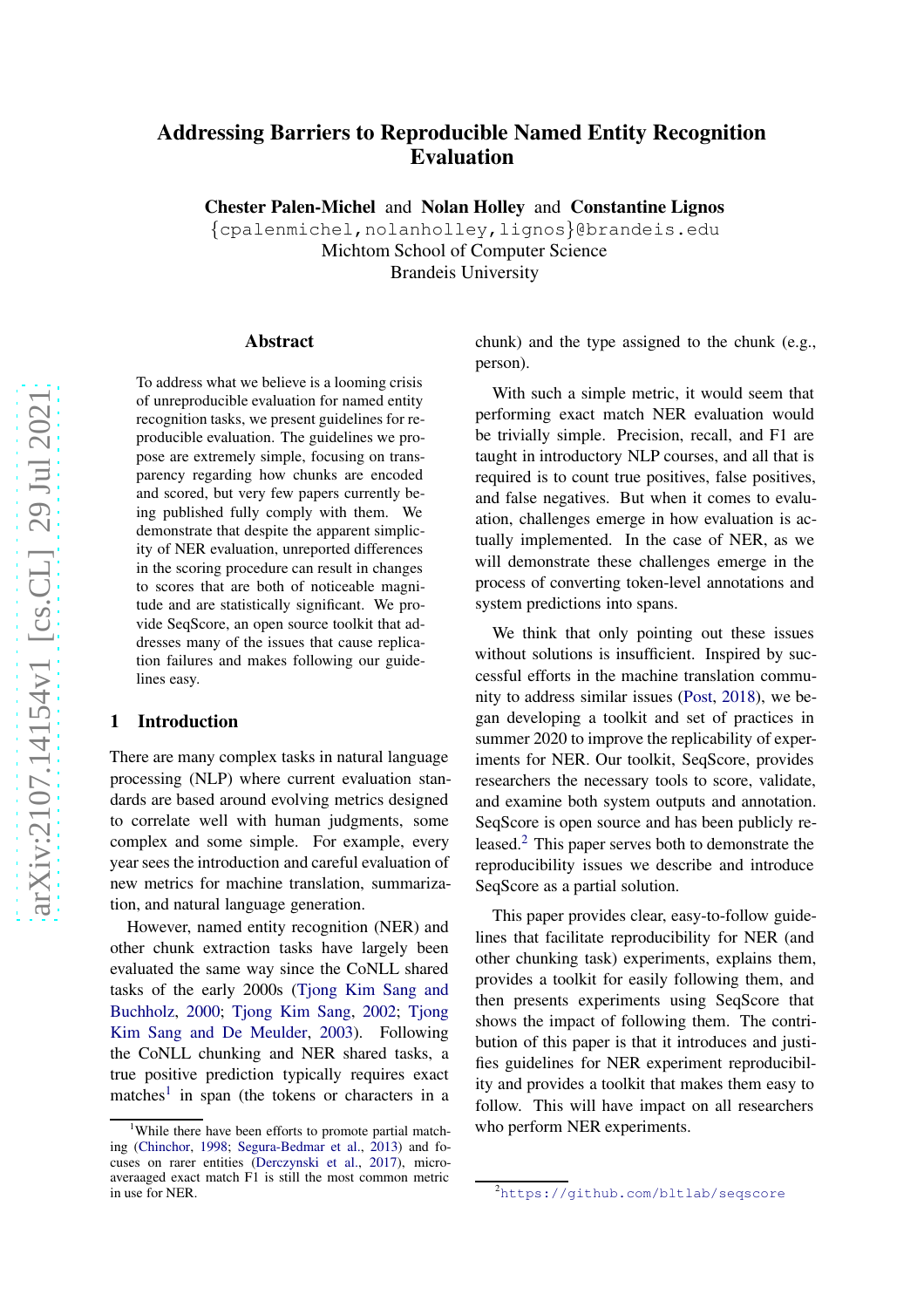# Addressing Barriers to Reproducible Named Entity Recognition Evaluation

**Chester Palen-Michel** and **Nolan Holley** and **Constantine Lignos**
{cpalenmichel,nolanholley,lignos}@brandeis.edu
Michtom School of Computer Science
Brandeis University

## Abstract

To address what we believe is a looming crisis of unreproducible evaluation for named entity recognition tasks, we present guidelines for reproducible evaluation. The guidelines we propose are extremely simple, focusing on transparency regarding how chunks are encoded and scored, but very few papers currently being published fully comply with them. We demonstrate that despite the apparent simplicity of NER evaluation, unreported differences in the scoring procedure can result in changes to scores that are both of noticeable magnitude and are statistically significant. We provide SeqScore, an open source toolkit that addresses many of the issues that cause replication failures and makes following our guidelines easy.

## 1 Introduction

There are many complex tasks in natural language processing (NLP) where current evaluation standards are based around evolving metrics designed to correlate well with human judgments, some complex and some simple. For example, every year sees the introduction and careful evaluation of new metrics for machine translation, summarization, and natural language generation.

However, named entity recognition (NER) and other chunk extraction tasks have largely been evaluated the same way since the CoNLL shared tasks of the early 2000s (Tjong Kim Sang and Buchholz, 2000; Tjong Kim Sang, 2002; Tjong Kim Sang and De Meulder, 2003). Following the CoNLL chunking and NER shared tasks, a true positive prediction typically requires exact matches[1] in span (the tokens or characters in a chunk) and the type assigned to the chunk (e.g., person).

With such a simple metric, it would seem that performing exact match NER evaluation would be trivially simple. Precision, recall, and F1 are taught in introductory NLP courses, and all that is required is to count true positives, false positives, and false negatives. But when it comes to evaluation, challenges emerge in how evaluation is actually implemented. In the case of NER, as we will demonstrate these challenges emerge in the process of converting token-level annotations and system predictions into spans.

We think that only pointing out these issues without solutions is insufficient. Inspired by successful efforts in the machine translation community to address similar issues (Post, 2018), we began developing a toolkit and set of practices in summer 2020 to improve the replicability of experiments for NER. Our toolkit, SeqScore, provides researchers the necessary tools to score, validate, and examine both system outputs and annotation. SeqScore is open source and has been publicly released.[2] This paper serves both to demonstrate the reproducibility issues we describe and introduce SeqScore as a partial solution.

This paper provides clear, easy-to-follow guidelines that facilitate reproducibility for NER (and other chunking task) experiments, explains them, provides a toolkit for easily following them, and then presents experiments using SeqScore that shows the impact of following them. The contribution of this paper is that it introduces and justifies guidelines for NER experiment reproducibility and provides a toolkit that makes them easy to follow. This will have impact on all researchers who perform NER experiments.

---

[1] While there have been efforts to promote partial matching (Chinchor, 1998; Segura-Bedmar et al., 2013) and focuses on rarer entities (Derczynski et al., 2017), micro-averaaged exact match F1 is still the most common metric in use for NER.

[2] https://github.com/bltlab/seqscore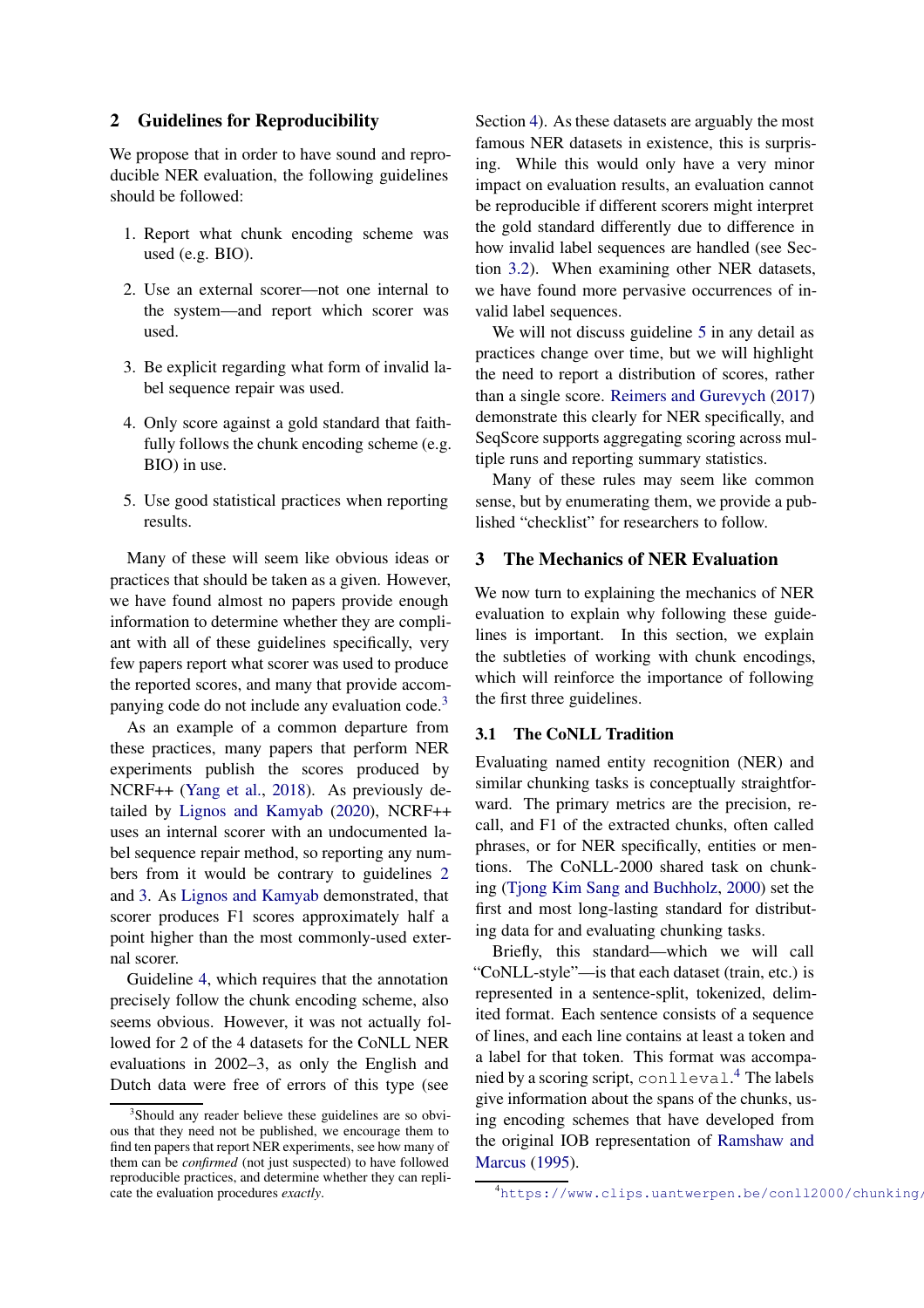## 2 Guidelines for Reproducibility

We propose that in order to have sound and reproducible NER evaluation, the following guidelines should be followed:

1. Report what chunk encoding scheme was used (e.g. BIO).
2. Use an external scorer—not one internal to the system—and report which scorer was used.
3. Be explicit regarding what form of invalid label sequence repair was used.
4. Only score against a gold standard that faithfully follows the chunk encoding scheme (e.g. BIO) in use.
5. Use good statistical practices when reporting results.

Many of these will seem like obvious ideas or practices that should be taken as a given. However, we have found almost no papers provide enough information to determine whether they are compliant with all of these guidelines specifically, very few papers report what scorer was used to produce the reported scores, and many that provide accompanying code do not include any evaluation code.[3]

As an example of a common departure from these practices, many papers that perform NER experiments publish the scores produced by NCRF++ (Yang et al., 2018). As previously detailed by Lignos and Kamyab (2020), NCRF++ uses an internal scorer with an undocumented label sequence repair method, so reporting any numbers from it would be contrary to guidelines 2 and 3. As Lignos and Kamyab demonstrated, that scorer produces F1 scores approximately half a point higher than the most commonly-used external scorer.

Guideline 4, which requires that the annotation precisely follow the chunk encoding scheme, also seems obvious. However, it was not actually followed for 2 of the 4 datasets for the CoNLL NER evaluations in 2002–3, as only the English and Dutch data were free of errors of this type (see Section 4). As these datasets are arguably the most famous NER datasets in existence, this is surprising. While this would only have a very minor impact on evaluation results, an evaluation cannot be reproducible if different scorers might interpret the gold standard differently due to difference in how invalid label sequences are handled (see Section 3.2). When examining other NER datasets, we have found more pervasive occurrences of invalid label sequences.

We will not discuss guideline 5 in any detail as practices change over time, but we will highlight the need to report a distribution of scores, rather than a single score. Reimers and Gurevych (2017) demonstrate this clearly for NER specifically, and SeqScore supports aggregating scoring across multiple runs and reporting summary statistics.

Many of these rules may seem like common sense, but by enumerating them, we provide a published "checklist" for researchers to follow.

## 3 The Mechanics of NER Evaluation

We now turn to explaining the mechanics of NER evaluation to explain why following these guidelines is important. In this section, we explain the subtleties of working with chunk encodings, which will reinforce the importance of following the first three guidelines.

### 3.1 The CoNLL Tradition

Evaluating named entity recognition (NER) and similar chunking tasks is conceptually straightforward. The primary metrics are the precision, recall, and F1 of the extracted chunks, often called phrases, or for NER specifically, entities or mentions. The CoNLL-2000 shared task on chunking (Tjong Kim Sang and Buchholz, 2000) set the first and most long-lasting standard for distributing data for and evaluating chunking tasks.

Briefly, this standard—which we will call "CoNLL-style"—is that each dataset (train, etc.) is represented in a sentence-split, tokenized, delimited format. Each sentence consists of a sequence of lines, and each line contains at least a token and a label for that token. This format was accompanied by a scoring script, `conlleval`.[4] The labels give information about the spans of the chunks, using encoding schemes that have developed from the original IOB representation of Ramshaw and Marcus (1995).

[3] Should any reader believe these guidelines are so obvious that they need not be published, we encourage them to find ten papers that report NER experiments, see how many of them can be *confirmed* (not just suspected) to have followed reproducible practices, and determine whether they can replicate the evaluation procedures *exactly*.

[4] https://www.clips.uantwerpen.be/conll2000/chunking/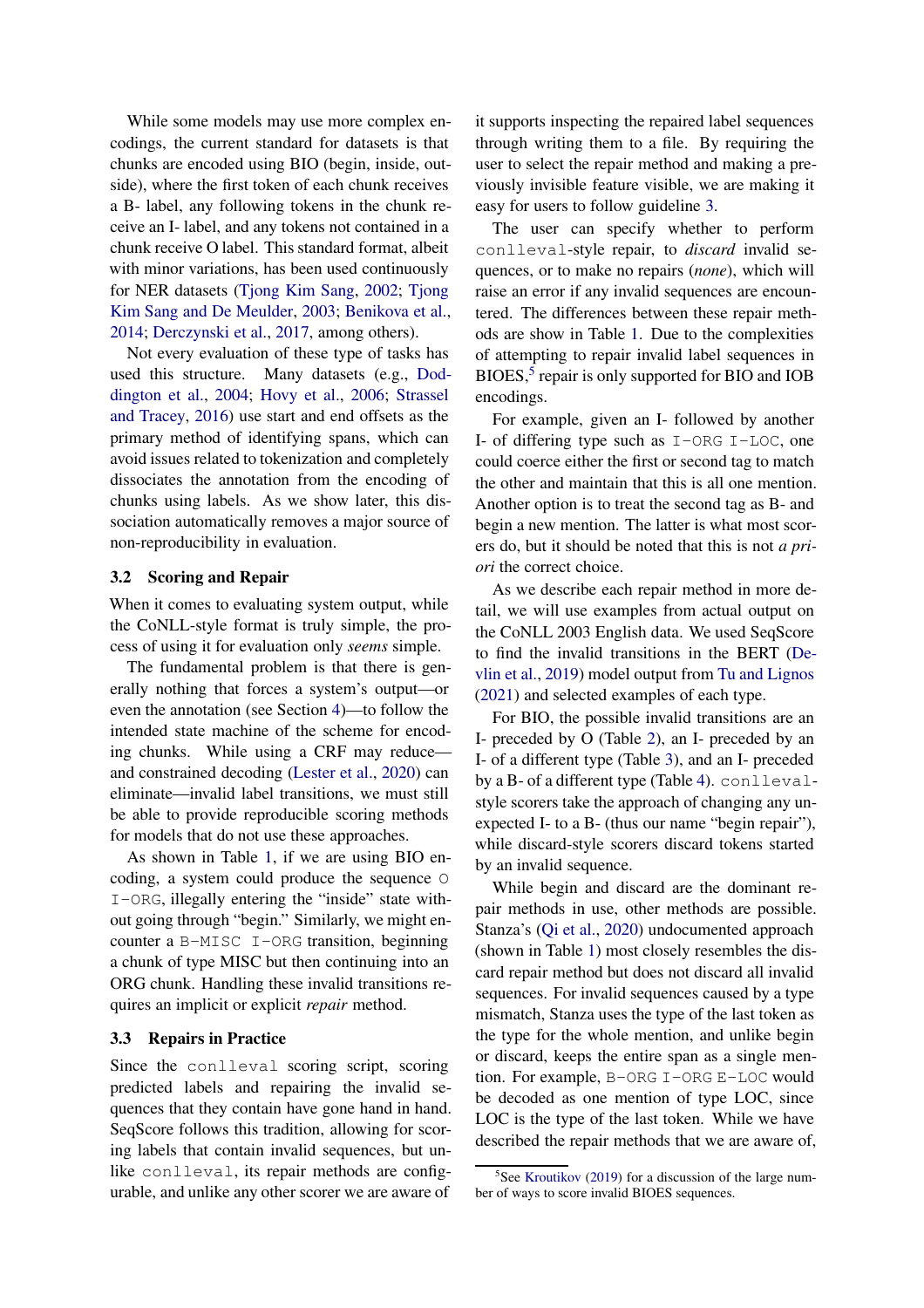While some models may use more complex encodings, the current standard for datasets is that chunks are encoded using BIO (begin, inside, outside), where the first token of each chunk receives a B- label, any following tokens in the chunk receive an I- label, and any tokens not contained in a chunk receive O label. This standard format, albeit with minor variations, has been used continuously for NER datasets (Tjong Kim Sang, 2002; Tjong Kim Sang and De Meulder, 2003; Benikova et al., 2014; Derczynski et al., 2017, among others).

Not every evaluation of these type of tasks has used this structure. Many datasets (e.g., Doddington et al., 2004; Hovy et al., 2006; Strassel and Tracey, 2016) use start and end offsets as the primary method of identifying spans, which can avoid issues related to tokenization and completely dissociates the annotation from the encoding of chunks using labels. As we show later, this dissociation automatically removes a major source of non-reproducibility in evaluation.

### 3.2 Scoring and Repair

When it comes to evaluating system output, while the CoNLL-style format is truly simple, the process of using it for evaluation only *seems* simple.

The fundamental problem is that there is generally nothing that forces a system's output—or even the annotation (see Section 4)—to follow the intended state machine of the scheme for encoding chunks. While using a CRF may reduce—and constrained decoding (Lester et al., 2020) can eliminate—invalid label transitions, we must still be able to provide reproducible scoring methods for models that do not use these approaches.

As shown in Table 1, if we are using BIO encoding, a system could produce the sequence `O I-ORG`, illegally entering the "inside" state without going through "begin." Similarly, we might encounter a `B-MISC I-ORG` transition, beginning a chunk of type MISC but then continuing into an ORG chunk. Handling these invalid transitions requires an implicit or explicit *repair* method.

### 3.3 Repairs in Practice

Since the `conlleval` scoring script, scoring predicted labels and repairing the invalid sequences that they contain have gone hand in hand. SeqScore follows this tradition, allowing for scoring labels that contain invalid sequences, but unlike `conlleval`, its repair methods are configurable, and unlike any other scorer we are aware of it supports inspecting the repaired label sequences through writing them to a file. By requiring the user to select the repair method and making a previously invisible feature visible, we are making it easy for users to follow guideline 3.

The user can specify whether to perform `conlleval`-style repair, to *discard* invalid sequences, or to make no repairs (*none*), which will raise an error if any invalid sequences are encountered. The differences between these repair methods are show in Table 1. Due to the complexities of attempting to repair invalid label sequences in BIOES,[5] repair is only supported for BIO and IOB encodings.

For example, given an I- followed by another I- of differing type such as `I-ORG I-LOC`, one could coerce either the first or second tag to match the other and maintain that this is all one mention. Another option is to treat the second tag as B- and begin a new mention. The latter is what most scorers do, but it should be noted that this is not *a priori* the correct choice.

As we describe each repair method in more detail, we will use examples from actual output on the CoNLL 2003 English data. We used SeqScore to find the invalid transitions in the BERT (Devlin et al., 2019) model output from Tu and Lignos (2021) and selected examples of each type.

For BIO, the possible invalid transitions are an I- preceded by O (Table 2), an I- preceded by an I- of a different type (Table 3), and an I- preceded by a B- of a different type (Table 4). `conlleval`-style scorers take the approach of changing any unexpected I- to a B- (thus our name "begin repair"), while discard-style scorers discard tokens started by an invalid sequence.

While begin and discard are the dominant repair methods in use, other methods are possible. Stanza's (Qi et al., 2020) undocumented approach (shown in Table 1) most closely resembles the discard repair method but does not discard all invalid sequences. For invalid sequences caused by a type mismatch, Stanza uses the type of the last token as the type for the whole mention, and unlike begin or discard, keeps the entire span as a single mention. For example, `B-ORG I-ORG E-LOC` would be decoded as one mention of type LOC, since LOC is the type of the last token. While we have described the repair methods that we are aware of,

[5] See Kroutikov (2019) for a discussion of the large number of ways to score invalid BIOES sequences.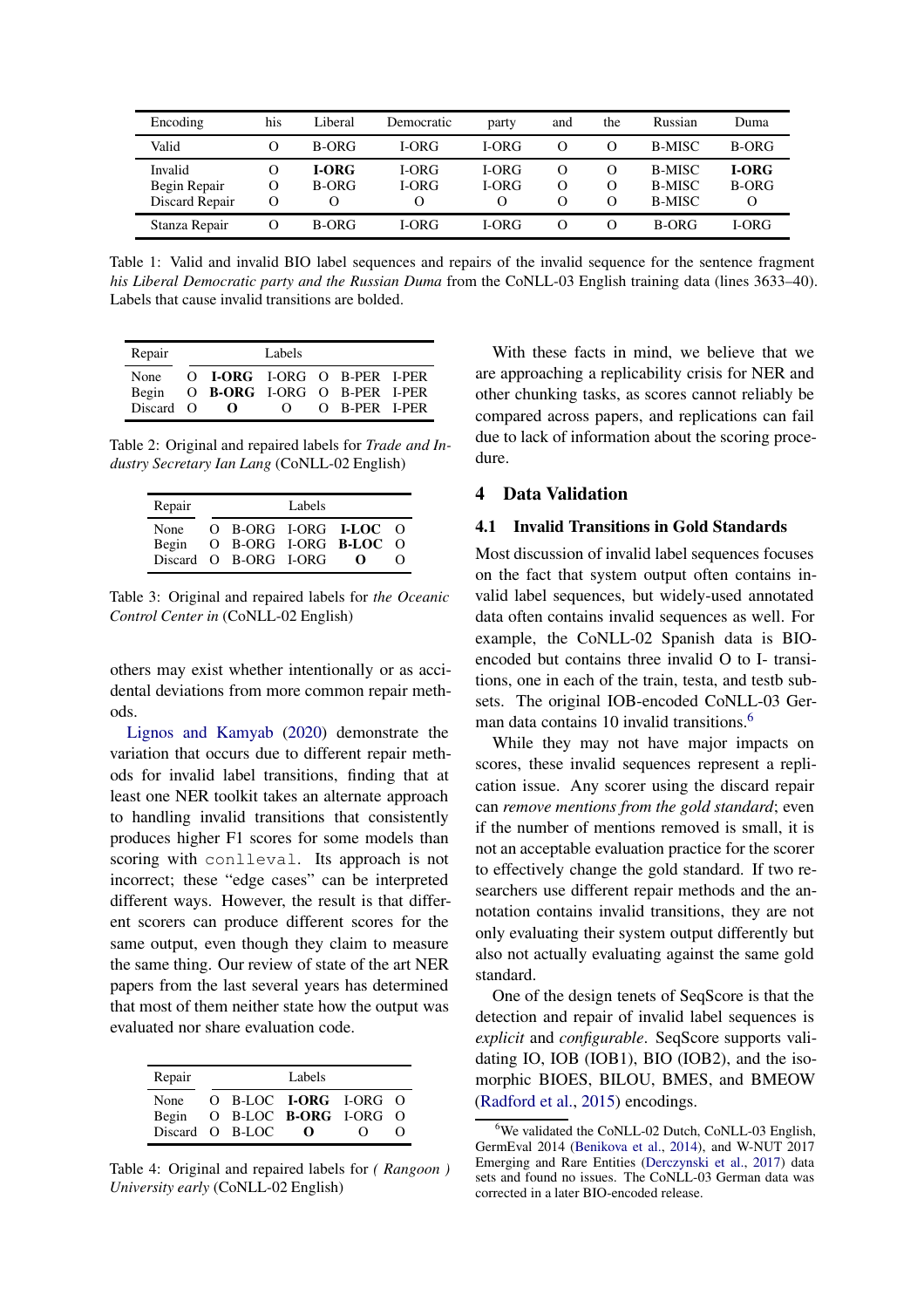| Encoding | his | Liberal | Democratic | party | and | the | Russian | Duma |
|---|---|---|---|---|---|---|---|---|
| Valid | O | B-ORG | I-ORG | I-ORG | O | O | B-MISC | B-ORG |
| Invalid | O | **I-ORG** | I-ORG | I-ORG | O | O | B-MISC | **I-ORG** |
| Begin Repair | O | B-ORG | I-ORG | I-ORG | O | O | B-MISC | B-ORG |
| Discard Repair | O | O | O | O | O | O | B-MISC | O |
| Stanza Repair | O | B-ORG | I-ORG | I-ORG | O | O | B-ORG | I-ORG |

Table 1: Valid and invalid BIO label sequences and repairs of the invalid sequence for the sentence fragment *his Liberal Democratic party and the Russian Duma* from the CoNLL-03 English training data (lines 3633–40). Labels that cause invalid transitions are bolded.

| Repair | Labels | | | | | |
|---|---|---|---|---|---|---|
| None | O | **I-ORG** | I-ORG | O | B-PER | I-PER |
| Begin | O | **B-ORG** | I-ORG | O | B-PER | I-PER |
| Discard | O | **O** | O | O | B-PER | I-PER |

Table 2: Original and repaired labels for *Trade and Industry Secretary Ian Lang* (CoNLL-02 English)

| Repair | Labels | | | | |
|---|---|---|---|---|---|
| None | O | B-ORG | I-ORG | **I-LOC** | O |
| Begin | O | B-ORG | I-ORG | **B-LOC** | O |
| Discard | O | B-ORG | I-ORG | **O** | O |

Table 3: Original and repaired labels for *the Oceanic Control Center in* (CoNLL-02 English)

others may exist whether intentionally or as accidental deviations from more common repair methods.

Lignos and Kamyab (2020) demonstrate the variation that occurs due to different repair methods for invalid label transitions, finding that at least one NER toolkit takes an alternate approach to handling invalid transitions that consistently produces higher F1 scores for some models than scoring with `conlleval`. Its approach is not incorrect; these "edge cases" can be interpreted different ways. However, the result is that different scorers can produce different scores for the same output, even though they claim to measure the same thing. Our review of state of the art NER papers from the last several years has determined that most of them neither state how the output was evaluated nor share evaluation code.

| Repair | Labels | | | | |
|---|---|---|---|---|---|
| None | O | B-LOC | **I-ORG** | I-ORG | O |
| Begin | O | B-LOC | **B-ORG** | I-ORG | O |
| Discard | O | B-LOC | **O** | O | O |

Table 4: Original and repaired labels for *( Rangoon ) University early* (CoNLL-02 English)

With these facts in mind, we believe that we are approaching a replicability crisis for NER and other chunking tasks, as scores cannot reliably be compared across papers, and replications can fail due to lack of information about the scoring procedure.

## 4 Data Validation

### 4.1 Invalid Transitions in Gold Standards

Most discussion of invalid label sequences focuses on the fact that system output often contains invalid label sequences, but widely-used annotated data often contains invalid sequences as well. For example, the CoNLL-02 Spanish data is BIO-encoded but contains three invalid O to I- transitions, one in each of the train, testa, and testb subsets. The original IOB-encoded CoNLL-03 German data contains 10 invalid transitions.[6]

While they may not have major impacts on scores, these invalid sequences represent a replication issue. Any scorer using the discard repair can *remove mentions from the gold standard*; even if the number of mentions removed is small, it is not an acceptable evaluation practice for the scorer to effectively change the gold standard. If two researchers use different repair methods and the annotation contains invalid transitions, they are not only evaluating their system output differently but also not actually evaluating against the same gold standard.

One of the design tenets of SeqScore is that the detection and repair of invalid label sequences is *explicit* and *configurable*. SeqScore supports validating IO, IOB (IOB1), BIO (IOB2), and the isomorphic BIOES, BILOU, BMES, and BMEOW (Radford et al., 2015) encodings.

[6] We validated the CoNLL-02 Dutch, CoNLL-03 English, GermEval 2014 (Benikova et al., 2014), and W-NUT 2017 Emerging and Rare Entities (Derczynski et al., 2017) data sets and found no issues. The CoNLL-03 German data was corrected in a later BIO-encoded release.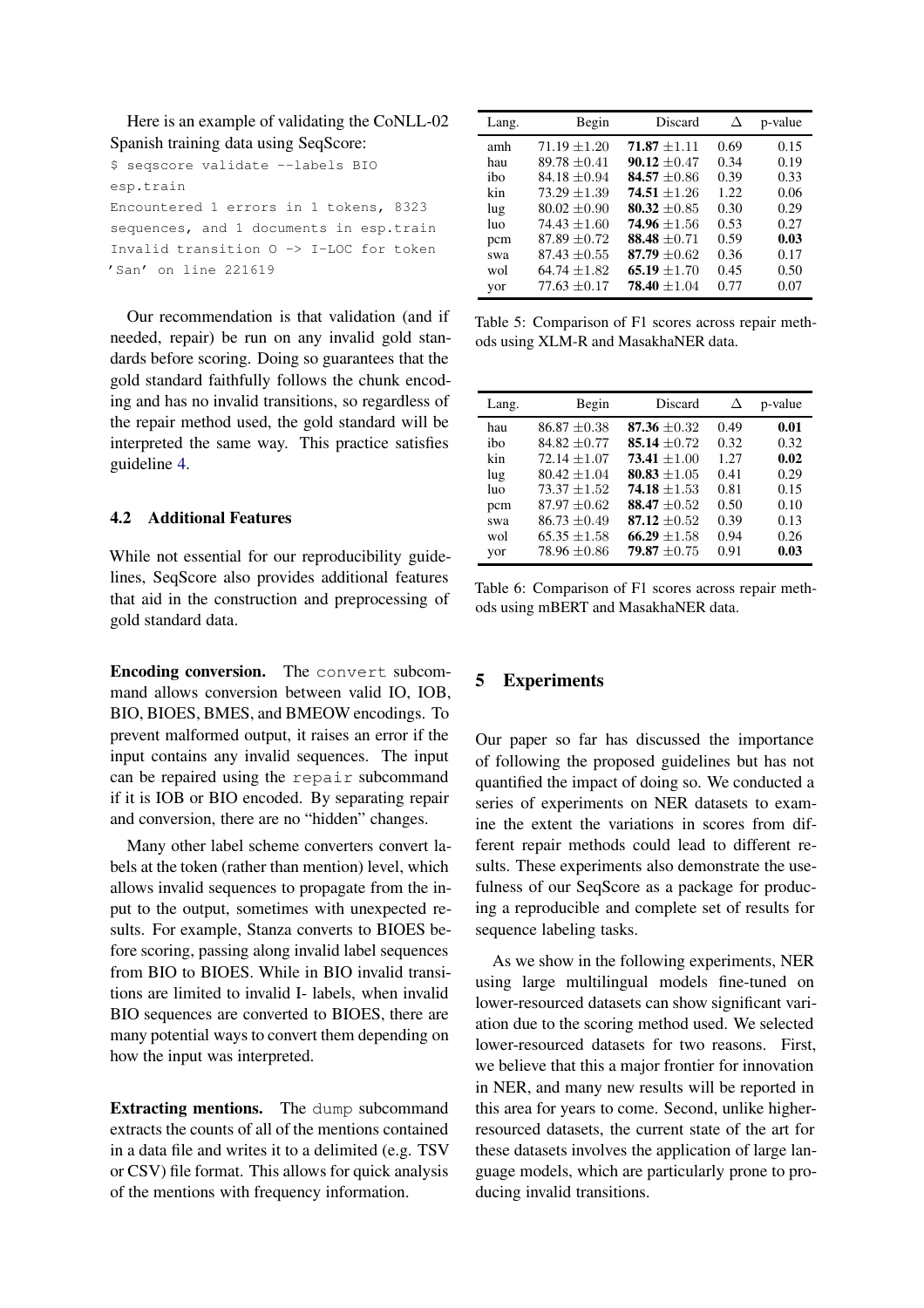Here is an example of validating the CoNLL-02 Spanish training data using SeqScore:

```
$ seqscore validate --labels BIO
esp.train
Encountered 1 errors in 1 tokens, 8323
sequences, and 1 documents in esp.train
Invalid transition O -> I-LOC for token
'San' on line 221619
```

Our recommendation is that validation (and if needed, repair) be run on any invalid gold standards before scoring. Doing so guarantees that the gold standard faithfully follows the chunk encoding and has no invalid transitions, so regardless of the repair method used, the gold standard will be interpreted the same way. This practice satisfies guideline 4.

### 4.2 Additional Features

While not essential for our reproducibility guidelines, SeqScore also provides additional features that aid in the construction and preprocessing of gold standard data.

**Encoding conversion.** The `convert` subcommand allows conversion between valid IO, IOB, BIO, BIOES, BMES, and BMEOW encodings. To prevent malformed output, it raises an error if the input contains any invalid sequences. The input can be repaired using the `repair` subcommand if it is IOB or BIO encoded. By separating repair and conversion, there are no "hidden" changes.

Many other label scheme converters convert labels at the token (rather than mention) level, which allows invalid sequences to propagate from the input to the output, sometimes with unexpected results. For example, Stanza converts to BIOES before scoring, passing along invalid label sequences from BIO to BIOES. While in BIO invalid transitions are limited to invalid I- labels, when invalid BIO sequences are converted to BIOES, there are many potential ways to convert them depending on how the input was interpreted.

**Extracting mentions.** The `dump` subcommand extracts the counts of all of the mentions contained in a data file and writes it to a delimited (e.g. TSV or CSV) file format. This allows for quick analysis of the mentions with frequency information.

| Lang. | Begin | Discard | Δ | p-value |
|---|---|---|---|---|
| amh | 71.19 ±1.20 | **71.87** ±1.11 | 0.69 | 0.15 |
| hau | 89.78 ±0.41 | **90.12** ±0.47 | 0.34 | 0.19 |
| ibo | 84.18 ±0.94 | **84.57** ±0.86 | 0.39 | 0.33 |
| kin | 73.29 ±1.39 | **74.51** ±1.26 | 1.22 | 0.06 |
| lug | 80.02 ±0.90 | **80.32** ±0.85 | 0.30 | 0.29 |
| luo | 74.43 ±1.60 | **74.96** ±1.56 | 0.53 | 0.27 |
| pcm | 87.89 ±0.72 | **88.48** ±0.71 | 0.59 | **0.03** |
| swa | 87.43 ±0.55 | **87.79** ±0.62 | 0.36 | 0.17 |
| wol | 64.74 ±1.82 | **65.19** ±1.70 | 0.45 | 0.50 |
| yor | 77.63 ±0.17 | **78.40** ±1.04 | 0.77 | 0.07 |

Table 5: Comparison of F1 scores across repair methods using XLM-R and MasakhaNER data.

| Lang. | Begin | Discard | Δ | p-value |
|---|---|---|---|---|
| hau | 86.87 ±0.38 | **87.36** ±0.32 | 0.49 | **0.01** |
| ibo | 84.82 ±0.77 | **85.14** ±0.72 | 0.32 | 0.32 |
| kin | 72.14 ±1.07 | **73.41** ±1.00 | 1.27 | **0.02** |
| lug | 80.42 ±1.04 | **80.83** ±1.05 | 0.41 | 0.29 |
| luo | 73.37 ±1.52 | **74.18** ±1.53 | 0.81 | 0.15 |
| pcm | 87.97 ±0.62 | **88.47** ±0.52 | 0.50 | 0.10 |
| swa | 86.73 ±0.49 | **87.12** ±0.52 | 0.39 | 0.13 |
| wol | 65.35 ±1.58 | **66.29** ±1.58 | 0.94 | 0.26 |
| yor | 78.96 ±0.86 | **79.87** ±0.75 | 0.91 | **0.03** |

Table 6: Comparison of F1 scores across repair methods using mBERT and MasakhaNER data.

## 5 Experiments

Our paper so far has discussed the importance of following the proposed guidelines but has not quantified the impact of doing so. We conducted a series of experiments on NER datasets to examine the extent the variations in scores from different repair methods could lead to different results. These experiments also demonstrate the usefulness of our SeqScore as a package for producing a reproducible and complete set of results for sequence labeling tasks.

As we show in the following experiments, NER using large multilingual models fine-tuned on lower-resourced datasets can show significant variation due to the scoring method used. We selected lower-resourced datasets for two reasons. First, we believe that this a major frontier for innovation in NER, and many new results will be reported in this area for years to come. Second, unlike higher-resourced datasets, the current state of the art for these datasets involves the application of large language models, which are particularly prone to producing invalid transitions.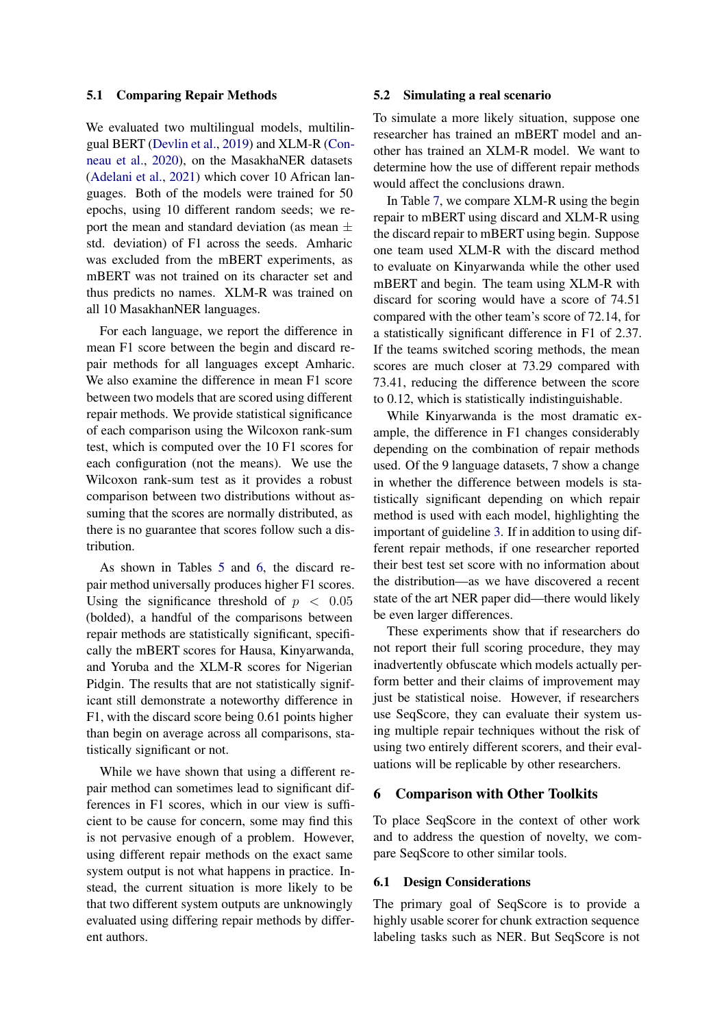### 5.1 Comparing Repair Methods

We evaluated two multilingual models, multilingual BERT (Devlin et al., 2019) and XLM-R (Conneau et al., 2020), on the MasakhaNER datasets (Adelani et al., 2021) which cover 10 African languages. Both of the models were trained for 50 epochs, using 10 different random seeds; we report the mean and standard deviation (as mean ± std. deviation) of F1 across the seeds. Amharic was excluded from the mBERT experiments, as mBERT was not trained on its character set and thus predicts no names. XLM-R was trained on all 10 MasakhanNER languages.

For each language, we report the difference in mean F1 score between the begin and discard repair methods for all languages except Amharic. We also examine the difference in mean F1 score between two models that are scored using different repair methods. We provide statistical significance of each comparison using the Wilcoxon rank-sum test, which is computed over the 10 F1 scores for each configuration (not the means). We use the Wilcoxon rank-sum test as it provides a robust comparison between two distributions without assuming that the scores are normally distributed, as there is no guarantee that scores follow such a distribution.

As shown in Tables 5 and 6, the discard repair method universally produces higher F1 scores. Using the significance threshold of $p < 0.05$ (bolded), a handful of the comparisons between repair methods are statistically significant, specifically the mBERT scores for Hausa, Kinyarwanda, and Yoruba and the XLM-R scores for Nigerian Pidgin. The results that are not statistically significant still demonstrate a noteworthy difference in F1, with the discard score being 0.61 points higher than begin on average across all comparisons, statistically significant or not.

While we have shown that using a different repair method can sometimes lead to significant differences in F1 scores, which in our view is sufficient to be cause for concern, some may find this is not pervasive enough of a problem. However, using different repair methods on the exact same system output is not what happens in practice. Instead, the current situation is more likely to be that two different system outputs are unknowingly evaluated using differing repair methods by different authors.

### 5.2 Simulating a real scenario

To simulate a more likely situation, suppose one researcher has trained an mBERT model and another has trained an XLM-R model. We want to determine how the use of different repair methods would affect the conclusions drawn.

In Table 7, we compare XLM-R using the begin repair to mBERT using discard and XLM-R using the discard repair to mBERT using begin. Suppose one team used XLM-R with the discard method to evaluate on Kinyarwanda while the other used mBERT and begin. The team using XLM-R with discard for scoring would have a score of 74.51 compared with the other team's score of 72.14, for a statistically significant difference in F1 of 2.37. If the teams switched scoring methods, the mean scores are much closer at 73.29 compared with 73.41, reducing the difference between the score to 0.12, which is statistically indistinguishable.

While Kinyarwanda is the most dramatic example, the difference in F1 changes considerably depending on the combination of repair methods used. Of the 9 language datasets, 7 show a change in whether the difference between models is statistically significant depending on which repair method is used with each model, highlighting the important of guideline 3. If in addition to using different repair methods, if one researcher reported their best test set score with no information about the distribution—as we have discovered a recent state of the art NER paper did—there would likely be even larger differences.

These experiments show that if researchers do not report their full scoring procedure, they may inadvertently obfuscate which models actually perform better and their claims of improvement may just be statistical noise. However, if researchers use SeqScore, they can evaluate their system using multiple repair techniques without the risk of using two entirely different scorers, and their evaluations will be replicable by other researchers.

## 6 Comparison with Other Toolkits

To place SeqScore in the context of other work and to address the question of novelty, we compare SeqScore to other similar tools.

### 6.1 Design Considerations

The primary goal of SeqScore is to provide a highly usable scorer for chunk extraction sequence labeling tasks such as NER. But SeqScore is not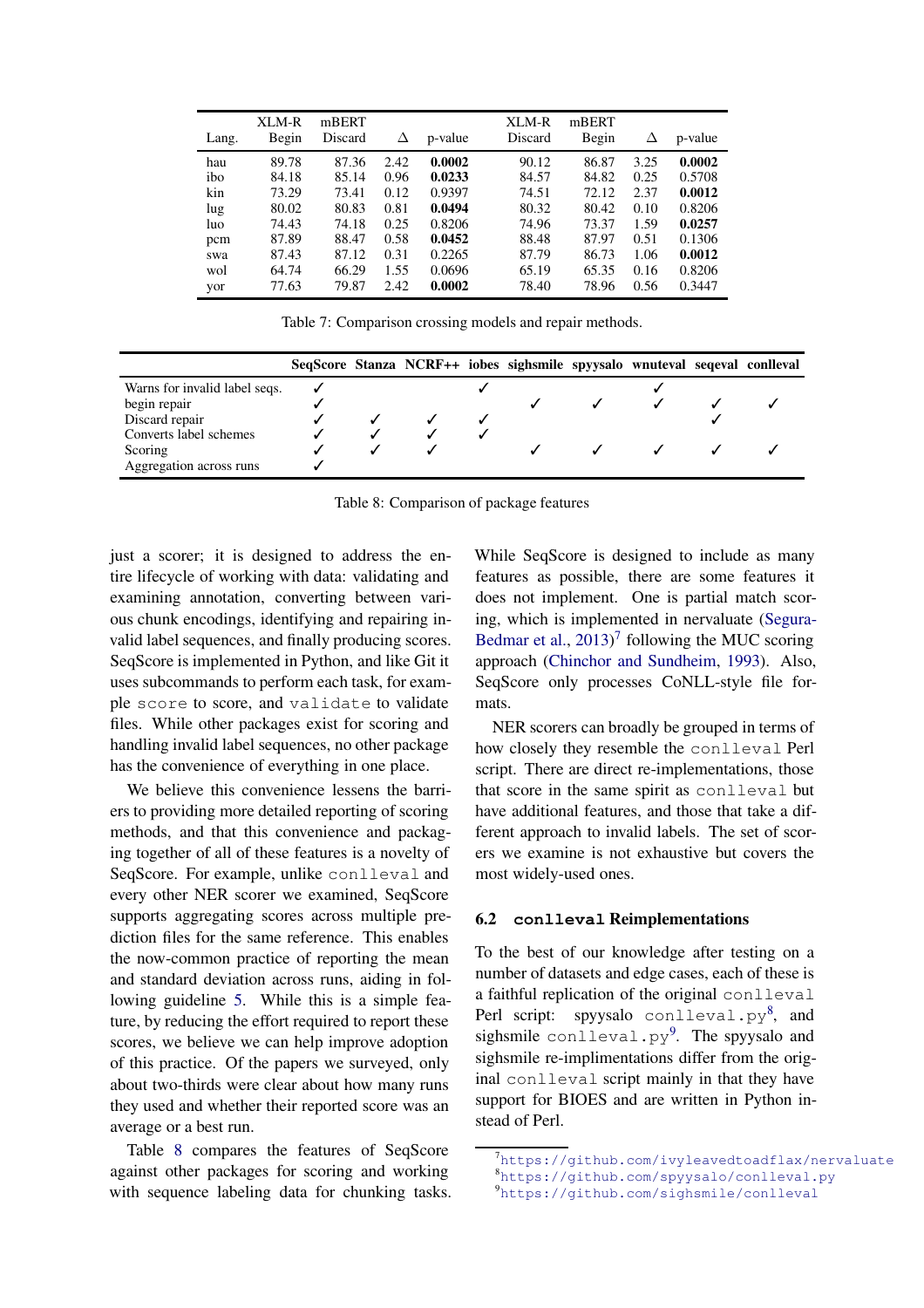| Lang. | XLM-R Begin | mBERT Discard | Δ | p-value | XLM-R Discard | mBERT Begin | Δ | p-value |
|---|---|---|---|---|---|---|---|---|
| hau | 89.78 | 87.36 | 2.42 | **0.0002** | 90.12 | 86.87 | 3.25 | **0.0002** |
| ibo | 84.18 | 85.14 | 0.96 | **0.0233** | 84.57 | 84.82 | 0.25 | 0.5708 |
| kin | 73.29 | 73.41 | 0.12 | 0.9397 | 74.51 | 72.12 | 2.37 | **0.0012** |
| lug | 80.02 | 80.83 | 0.81 | **0.0494** | 80.32 | 80.42 | 0.10 | 0.8206 |
| luo | 74.43 | 74.18 | 0.25 | 0.8206 | 74.96 | 73.37 | 1.59 | **0.0257** |
| pcm | 87.89 | 88.47 | 0.58 | **0.0452** | 88.48 | 87.97 | 0.51 | 0.1306 |
| swa | 87.43 | 87.12 | 0.31 | 0.2265 | 87.79 | 86.73 | 1.06 | **0.0012** |
| wol | 64.74 | 66.29 | 1.55 | 0.0696 | 65.19 | 65.35 | 0.16 | 0.8206 |
| yor | 77.63 | 79.87 | 2.42 | **0.0002** | 78.40 | 78.96 | 0.56 | 0.3447 |

Table 7: Comparison crossing models and repair methods.

| | SeqScore | Stanza | NCRF++ | iobes | sighsmile | spyysalo | wnuteval | seqeval | conlleval |
|---|---|---|---|---|---|---|---|---|---|
| Warns for invalid label seqs. | ✓ | | | ✓ | | | ✓ | | |
| begin repair | ✓ | | | | ✓ | ✓ | ✓ | ✓ | ✓ |
| Discard repair | ✓ | ✓ | ✓ | ✓ | | | | ✓ | |
| Converts label schemes | ✓ | ✓ | ✓ | ✓ | | | | | |
| Scoring | ✓ | ✓ | ✓ | | ✓ | ✓ | ✓ | ✓ | ✓ |
| Aggregation across runs | ✓ | | | | | | | | |

Table 8: Comparison of package features

just a scorer; it is designed to address the entire lifecycle of working with data: validating and examining annotation, converting between various chunk encodings, identifying and repairing invalid label sequences, and finally producing scores. SeqScore is implemented in Python, and like Git it uses subcommands to perform each task, for example `score` to score, and `validate` to validate files. While other packages exist for scoring and handling invalid label sequences, no other package has the convenience of everything in one place.

We believe this convenience lessens the barriers to providing more detailed reporting of scoring methods, and that this convenience and packaging together of all of these features is a novelty of SeqScore. For example, unlike `conlleval` and every other NER scorer we examined, SeqScore supports aggregating scores across multiple prediction files for the same reference. This enables the now-common practice of reporting the mean and standard deviation across runs, aiding in following guideline 5. While this is a simple feature, by reducing the effort required to report these scores, we believe we can help improve adoption of this practice. Of the papers we surveyed, only about two-thirds were clear about how many runs they used and whether their reported score was an average or a best run.

Table 8 compares the features of SeqScore against other packages for scoring and working with sequence labeling data for chunking tasks. While SeqScore is designed to include as many features as possible, there are some features it does not implement. One is partial match scoring, which is implemented in nervaluate (Segura-Bedmar et al., 2013)[7] following the MUC scoring approach (Chinchor and Sundheim, 1993). Also, SeqScore only processes CoNLL-style file formats.

NER scorers can broadly be grouped in terms of how closely they resemble the `conlleval` Perl script. There are direct re-implementations, those that score in the same spirit as `conlleval` but have additional features, and those that take a different approach to invalid labels. The set of scorers we examine is not exhaustive but covers the most widely-used ones.

### 6.2 `conlleval` Reimplementations

To the best of our knowledge after testing on a number of datasets and edge cases, each of these is a faithful replication of the original `conlleval` Perl script: spyysalo `conlleval.py`[8], and sighsmile `conlleval.py`[9]. The spyysalo and sighsmile re-implimentations differ from the original `conlleval` script mainly in that they have support for BIOES and are written in Python instead of Perl.

[7] https://github.com/ivyleavedtoadflax/nervaluate

[8] https://github.com/spyysalo/conlleval.py

[9] https://github.com/sighsmile/conlleval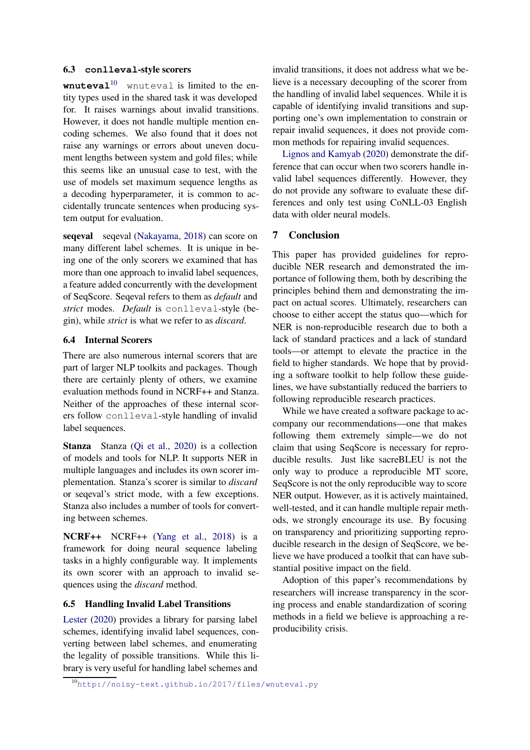### 6.3 `conlleval`-style scorers

**`wnuteval`**[10] `wnuteval` is limited to the entity types used in the shared task it was developed for. It raises warnings about invalid transitions. However, it does not handle multiple mention encoding schemes. We also found that it does not raise any warnings or errors about uneven document lengths between system and gold files; while this seems like an unusual case to test, with the use of models set maximum sequence lengths as a decoding hyperparameter, it is common to accidentally truncate sentences when producing system output for evaluation.

**seqeval** seqeval (Nakayama, 2018) can score on many different label schemes. It is unique in being one of the only scorers we examined that has more than one approach to invalid label sequences, a feature added concurrently with the development of SeqScore. Seqeval refers to them as *default* and *strict* modes. *Default* is `conlleval`-style (begin), while *strict* is what we refer to as *discard*.

### 6.4 Internal Scorers

There are also numerous internal scorers that are part of larger NLP toolkits and packages. Though there are certainly plenty of others, we examine evaluation methods found in NCRF++ and Stanza. Neither of the approaches of these internal scorers follow `conlleval`-style handling of invalid label sequences.

**Stanza** Stanza (Qi et al., 2020) is a collection of models and tools for NLP. It supports NER in multiple languages and includes its own scorer implementation. Stanza's scorer is similar to *discard* or seqeval's strict mode, with a few exceptions. Stanza also includes a number of tools for converting between schemes.

**NCRF++** NCRF++ (Yang et al., 2018) is a framework for doing neural sequence labeling tasks in a highly configurable way. It implements its own scorer with an approach to invalid sequences using the *discard* method.

### 6.5 Handling Invalid Label Transitions

Lester (2020) provides a library for parsing label schemes, identifying invalid label sequences, converting between label schemes, and enumerating the legality of possible transitions. While this library is very useful for handling label schemes and invalid transitions, it does not address what we believe is a necessary decoupling of the scorer from the handling of invalid label sequences. While it is capable of identifying invalid transitions and supporting one's own implementation to constrain or repair invalid sequences, it does not provide common methods for repairing invalid sequences.

Lignos and Kamyab (2020) demonstrate the difference that can occur when two scorers handle invalid label sequences differently. However, they do not provide any software to evaluate these differences and only test using CoNLL-03 English data with older neural models.

## 7 Conclusion

This paper has provided guidelines for reproducible NER research and demonstrated the importance of following them, both by describing the principles behind them and demonstrating the impact on actual scores. Ultimately, researchers can choose to either accept the status quo—which for NER is non-reproducible research due to both a lack of standard practices and a lack of standard tools—or attempt to elevate the practice in the field to higher standards. We hope that by providing a software toolkit to help follow these guidelines, we have substantially reduced the barriers to following reproducible research practices.

While we have created a software package to accompany our recommendations—one that makes following them extremely simple—we do not claim that using SeqScore is necessary for reproducible results. Just like sacreBLEU is not the only way to produce a reproducible MT score, SeqScore is not the only reproducible way to score NER output. However, as it is actively maintained, well-tested, and it can handle multiple repair methods, we strongly encourage its use. By focusing on transparency and prioritizing supporting reproducible research in the design of SeqScore, we believe we have produced a toolkit that can have substantial positive impact on the field.

Adoption of this paper's recommendations by researchers will increase transparency in the scoring process and enable standardization of scoring methods in a field we believe is approaching a reproducibility crisis.

[10] http://noisy-text.github.io/2017/files/wnuteval.py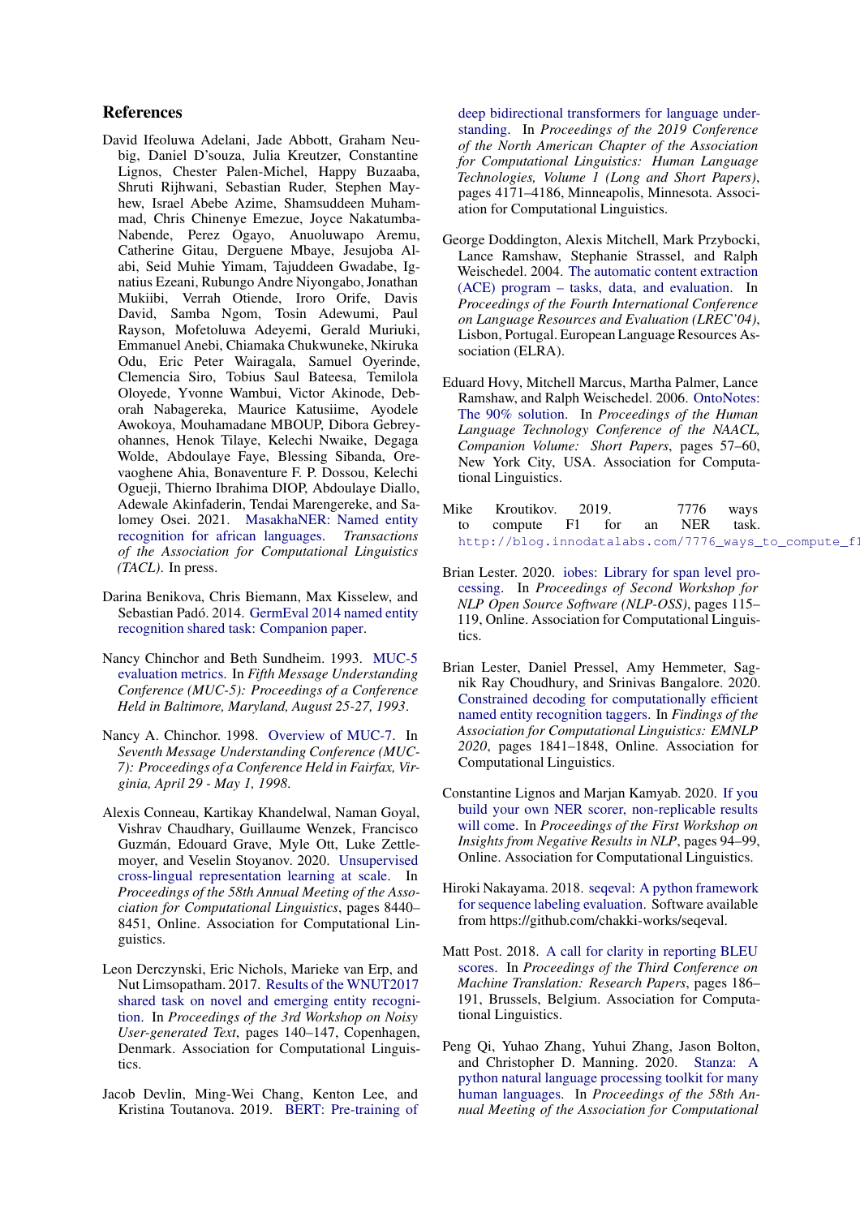## References

David Ifeoluwa Adelani, Jade Abbott, Graham Neubig, Daniel D'souza, Julia Kreutzer, Constantine Lignos, Chester Palen-Michel, Happy Buzaaba, Shruti Rijhwani, Sebastian Ruder, Stephen Mayhew, Israel Abebe Azime, Shamsuddeen Muhammad, Chris Chinenye Emezue, Joyce Nakatumba-Nabende, Perez Ogayo, Anuoluwapo Aremu, Catherine Gitau, Derguene Mbaye, Jesujoba Alabi, Seid Muhie Yimam, Tajuddeen Gwadabe, Ignatius Ezeani, Rubungo Andre Niyongabo, Jonathan Mukiibi, Verrah Otiende, Iroro Orife, Davis David, Samba Ngom, Tosin Adewumi, Paul Rayson, Mofetoluwa Adeyemi, Gerald Muriuki, Emmanuel Anebi, Chiamaka Chukwuneke, Nkiruka Odu, Eric Peter Wairagala, Samuel Oyerinde, Clemencia Siro, Tobius Saul Bateesa, Temilola Oloyede, Yvonne Wambui, Victor Akinode, Deborah Nabagereka, Maurice Katusiime, Ayodele Awokoya, Mouhamadane MBOUP, Dibora Gebreyohannes, Henok Tilaye, Kelechi Nwaike, Degaga Wolde, Abdoulaye Faye, Blessing Sibanda, Orevaoghene Ahia, Bonaventure F. P. Dossou, Kelechi Ogueji, Thierno Ibrahima DIOP, Abdoulaye Diallo, Adewale Akinfaderin, Tendai Marengereke, and Salomey Osei. 2021. MasakhaNER: Named entity recognition for african languages. *Transactions of the Association for Computational Linguistics (TACL)*. In press.

Darina Benikova, Chris Biemann, Max Kisselew, and Sebastian Padó. 2014. GermEval 2014 named entity recognition shared task: Companion paper.

Nancy Chinchor and Beth Sundheim. 1993. MUC-5 evaluation metrics. In *Fifth Message Understanding Conference (MUC-5): Proceedings of a Conference Held in Baltimore, Maryland, August 25-27, 1993*.

Nancy A. Chinchor. 1998. Overview of MUC-7. In *Seventh Message Understanding Conference (MUC-7): Proceedings of a Conference Held in Fairfax, Virginia, April 29 - May 1, 1998*.

Alexis Conneau, Kartikay Khandelwal, Naman Goyal, Vishrav Chaudhary, Guillaume Wenzek, Francisco Guzmán, Edouard Grave, Myle Ott, Luke Zettlemoyer, and Veselin Stoyanov. 2020. Unsupervised cross-lingual representation learning at scale. In *Proceedings of the 58th Annual Meeting of the Association for Computational Linguistics*, pages 8440–8451, Online. Association for Computational Linguistics.

Leon Derczynski, Eric Nichols, Marieke van Erp, and Nut Limsopatham. 2017. Results of the WNUT2017 shared task on novel and emerging entity recognition. In *Proceedings of the 3rd Workshop on Noisy User-generated Text*, pages 140–147, Copenhagen, Denmark. Association for Computational Linguistics.

Jacob Devlin, Ming-Wei Chang, Kenton Lee, and Kristina Toutanova. 2019. BERT: Pre-training of deep bidirectional transformers for language understanding. In *Proceedings of the 2019 Conference of the North American Chapter of the Association for Computational Linguistics: Human Language Technologies, Volume 1 (Long and Short Papers)*, pages 4171–4186, Minneapolis, Minnesota. Association for Computational Linguistics.

George Doddington, Alexis Mitchell, Mark Przybocki, Lance Ramshaw, Stephanie Strassel, and Ralph Weischedel. 2004. The automatic content extraction (ACE) program – tasks, data, and evaluation. In *Proceedings of the Fourth International Conference on Language Resources and Evaluation (LREC'04)*, Lisbon, Portugal. European Language Resources Association (ELRA).

Eduard Hovy, Mitchell Marcus, Martha Palmer, Lance Ramshaw, and Ralph Weischedel. 2006. OntoNotes: The 90% solution. In *Proceedings of the Human Language Technology Conference of the NAACL, Companion Volume: Short Papers*, pages 57–60, New York City, USA. Association for Computational Linguistics.

Mike Kroutikov. 2019. 7776 ways to compute F1 for an NER task. http://blog.innodatalabs.com/7776_ways_to_compute_f1

Brian Lester. 2020. iobes: Library for span level processing. In *Proceedings of Second Workshop for NLP Open Source Software (NLP-OSS)*, pages 115–119, Online. Association for Computational Linguistics.

Brian Lester, Daniel Pressel, Amy Hemmeter, Sagnik Ray Choudhury, and Srinivas Bangalore. 2020. Constrained decoding for computationally efficient named entity recognition taggers. In *Findings of the Association for Computational Linguistics: EMNLP 2020*, pages 1841–1848, Online. Association for Computational Linguistics.

Constantine Lignos and Marjan Kamyab. 2020. If you build your own NER scorer, non-replicable results will come. In *Proceedings of the First Workshop on Insights from Negative Results in NLP*, pages 94–99, Online. Association for Computational Linguistics.

Hiroki Nakayama. 2018. seqeval: A python framework for sequence labeling evaluation. Software available from https://github.com/chakki-works/seqeval.

Matt Post. 2018. A call for clarity in reporting BLEU scores. In *Proceedings of the Third Conference on Machine Translation: Research Papers*, pages 186–191, Brussels, Belgium. Association for Computational Linguistics.

Peng Qi, Yuhao Zhang, Yuhui Zhang, Jason Bolton, and Christopher D. Manning. 2020. Stanza: A python natural language processing toolkit for many human languages. In *Proceedings of the 58th Annual Meeting of the Association for Computational*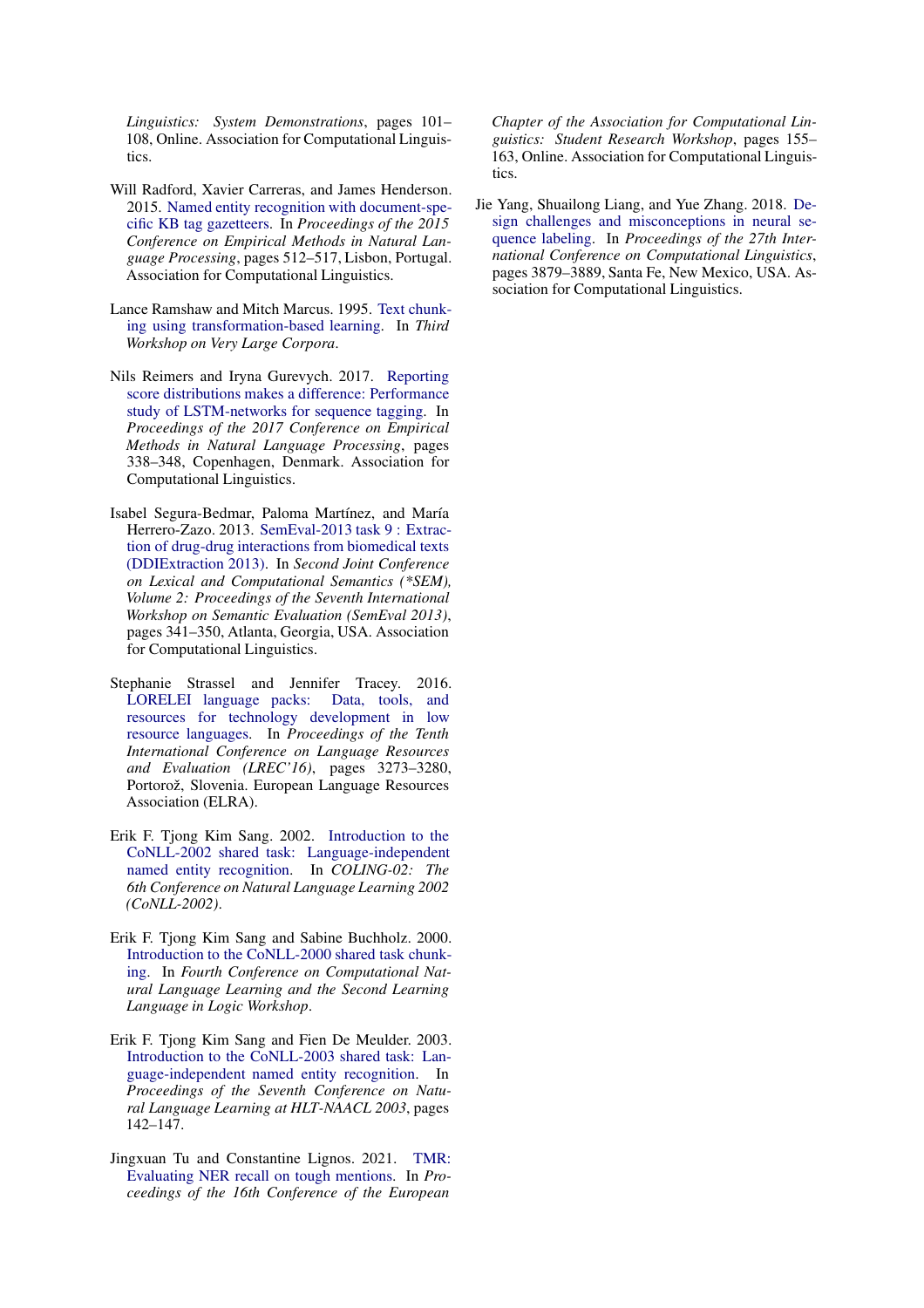*Linguistics: System Demonstrations*, pages 101–108, Online. Association for Computational Linguistics.

Will Radford, Xavier Carreras, and James Henderson. 2015. Named entity recognition with document-specific KB tag gazetteers. In *Proceedings of the 2015 Conference on Empirical Methods in Natural Language Processing*, pages 512–517, Lisbon, Portugal. Association for Computational Linguistics.

Lance Ramshaw and Mitch Marcus. 1995. Text chunking using transformation-based learning. In *Third Workshop on Very Large Corpora*.

Nils Reimers and Iryna Gurevych. 2017. Reporting score distributions makes a difference: Performance study of LSTM-networks for sequence tagging. In *Proceedings of the 2017 Conference on Empirical Methods in Natural Language Processing*, pages 338–348, Copenhagen, Denmark. Association for Computational Linguistics.

Isabel Segura-Bedmar, Paloma Martínez, and María Herrero-Zazo. 2013. SemEval-2013 task 9 : Extraction of drug-drug interactions from biomedical texts (DDIExtraction 2013). In *Second Joint Conference on Lexical and Computational Semantics (*SEM), Volume 2: Proceedings of the Seventh International Workshop on Semantic Evaluation (SemEval 2013)*, pages 341–350, Atlanta, Georgia, USA. Association for Computational Linguistics.

Stephanie Strassel and Jennifer Tracey. 2016. LORELEI language packs: Data, tools, and resources for technology development in low resource languages. In *Proceedings of the Tenth International Conference on Language Resources and Evaluation (LREC'16)*, pages 3273–3280, Portorož, Slovenia. European Language Resources Association (ELRA).

Erik F. Tjong Kim Sang. 2002. Introduction to the CoNLL-2002 shared task: Language-independent named entity recognition. In *COLING-02: The 6th Conference on Natural Language Learning 2002 (CoNLL-2002)*.

Erik F. Tjong Kim Sang and Sabine Buchholz. 2000. Introduction to the CoNLL-2000 shared task chunking. In *Fourth Conference on Computational Natural Language Learning and the Second Learning Language in Logic Workshop*.

Erik F. Tjong Kim Sang and Fien De Meulder. 2003. Introduction to the CoNLL-2003 shared task: Language-independent named entity recognition. In *Proceedings of the Seventh Conference on Natural Language Learning at HLT-NAACL 2003*, pages 142–147.

Jingxuan Tu and Constantine Lignos. 2021. TMR: Evaluating NER recall on tough mentions. In *Proceedings of the 16th Conference of the European Chapter of the Association for Computational Linguistics: Student Research Workshop*, pages 155–163, Online. Association for Computational Linguistics.

Jie Yang, Shuailong Liang, and Yue Zhang. 2018. Design challenges and misconceptions in neural sequence labeling. In *Proceedings of the 27th International Conference on Computational Linguistics*, pages 3879–3889, Santa Fe, New Mexico, USA. Association for Computational Linguistics.